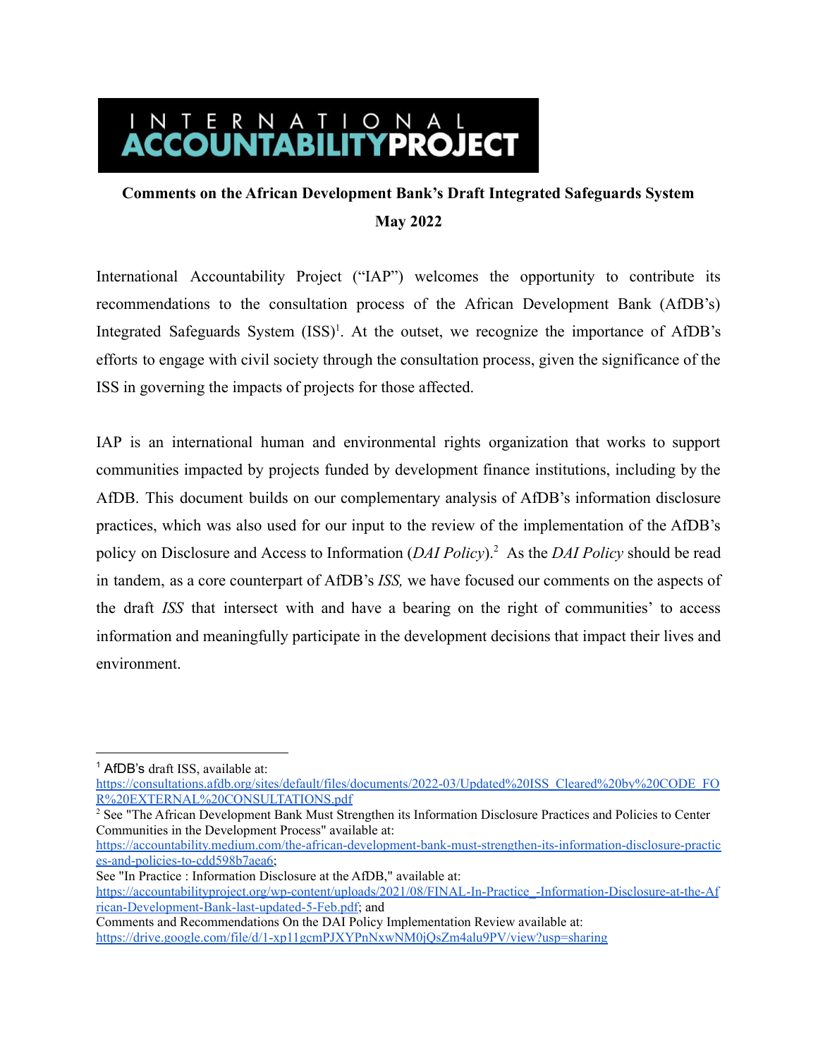# INTERNATIONAL ACCOUNTABILITY PROJECT

**Comments on the African Development Bank's Draft Integrated Safeguards System**

**May 2022**

International Accountability Project ("IAP") welcomes the opportunity to contribute its recommendations to the consultation process of the African Development Bank (AfDB's) Integrated Safeguards System (ISS)[1]. At the outset, we recognize the importance of AfDB's efforts to engage with civil society through the consultation process, given the significance of the ISS in governing the impacts of projects for those affected.

IAP is an international human and environmental rights organization that works to support communities impacted by projects funded by development finance institutions, including by the AfDB. This document builds on our complementary analysis of AfDB's information disclosure practices, which was also used for our input to the review of the implementation of the AfDB's policy on Disclosure and Access to Information (*DAI Policy*).[2] As the *DAI Policy* should be read in tandem, as a core counterpart of AfDB's *ISS,* we have focused our comments on the aspects of the draft *ISS* that intersect with and have a bearing on the right of communities' to access information and meaningfully participate in the development decisions that impact their lives and environment.

---

[1] AfDB's draft ISS, available at: https://consultations.afdb.org/sites/default/files/documents/2022-03/Updated%20ISS_Cleared%20by%20CODE_FOR%20EXTERNAL%20CONSULTATIONS.pdf

[2] See "The African Development Bank Must Strengthen its Information Disclosure Practices and Policies to Center Communities in the Development Process" available at: https://accountability.medium.com/the-african-development-bank-must-strengthen-its-information-disclosure-practices-and-policies-to-cdd598b7aea6;
See "In Practice : Information Disclosure at the AfDB," available at: https://accountabilityproject.org/wp-content/uploads/2021/08/FINAL-In-Practice_-Information-Disclosure-at-the-African-Development-Bank-last-updated-5-Feb.pdf; and
Comments and Recommendations On the DAI Policy Implementation Review available at: https://drive.google.com/file/d/1-xp11gcmPJXYPnNxwNM0jQsZm4alu9PV/view?usp=sharing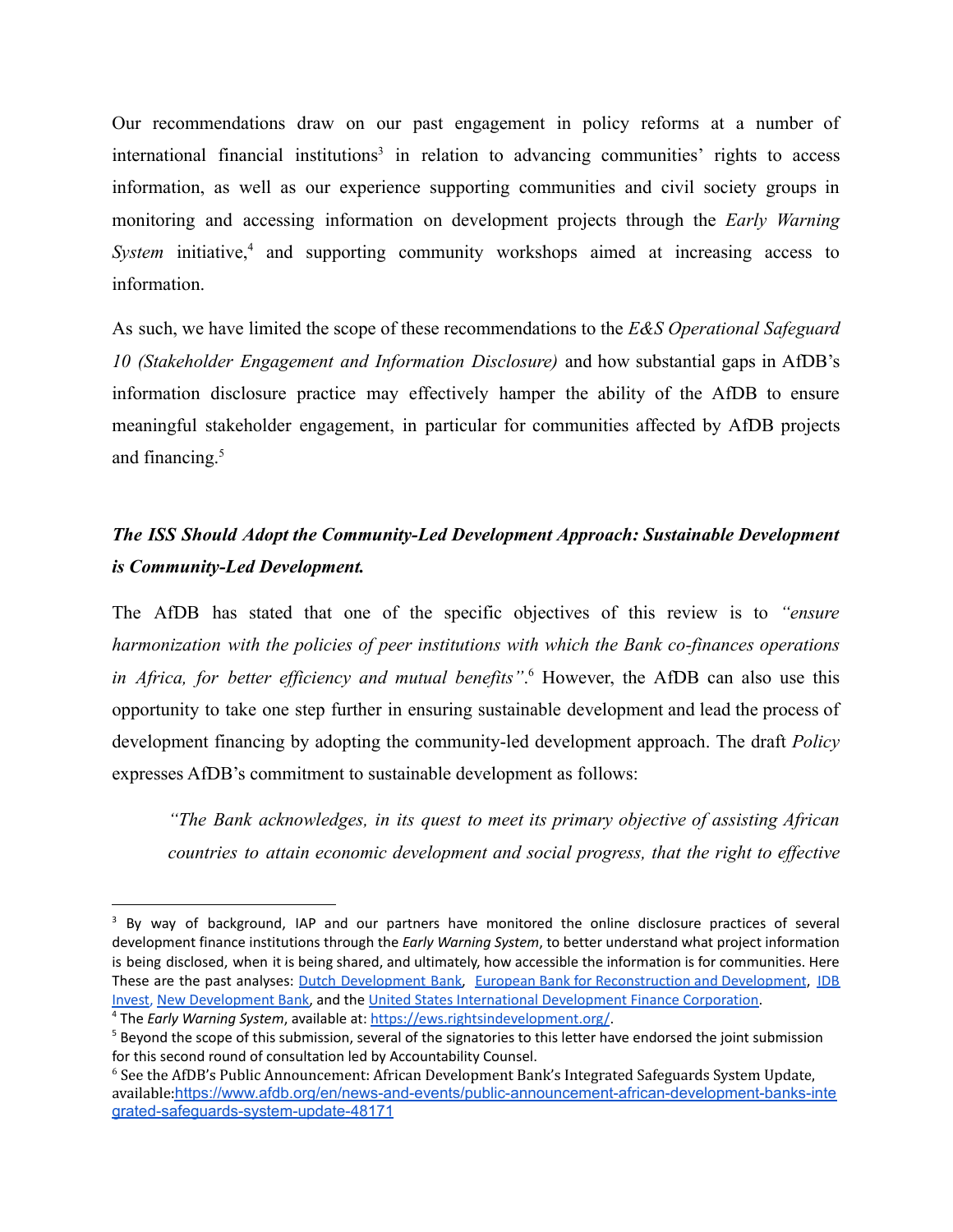Our recommendations draw on our past engagement in policy reforms at a number of international financial institutions[3] in relation to advancing communities' rights to access information, as well as our experience supporting communities and civil society groups in monitoring and accessing information on development projects through the *Early Warning System* initiative,[4] and supporting community workshops aimed at increasing access to information.

As such, we have limited the scope of these recommendations to the *E&S Operational Safeguard 10 (Stakeholder Engagement and Information Disclosure)* and how substantial gaps in AfDB's information disclosure practice may effectively hamper the ability of the AfDB to ensure meaningful stakeholder engagement, in particular for communities affected by AfDB projects and financing.[5]

## *The ISS Should Adopt the Community-Led Development Approach: Sustainable Development is Community-Led Development.*

The AfDB has stated that one of the specific objectives of this review is to *"ensure harmonization with the policies of peer institutions with which the Bank co-finances operations in Africa, for better efficiency and mutual benefits"*.[6] However, the AfDB can also use this opportunity to take one step further in ensuring sustainable development and lead the process of development financing by adopting the community-led development approach. The draft *Policy* expresses AfDB's commitment to sustainable development as follows:

> *"The Bank acknowledges, in its quest to meet its primary objective of assisting African countries to attain economic development and social progress, that the right to effective*

---

[3] By way of background, IAP and our partners have monitored the online disclosure practices of several development finance institutions through the *Early Warning System*, to better understand what project information is being disclosed, when it is being shared, and ultimately, how accessible the information is for communities. Here These are the past analyses: Dutch Development Bank, European Bank for Reconstruction and Development, IDB Invest, New Development Bank, and the United States International Development Finance Corporation.

[4] The *Early Warning System*, available at: https://ews.rightsindevelopment.org/.

[5] Beyond the scope of this submission, several of the signatories to this letter have endorsed the joint submission for this second round of consultation led by Accountability Counsel.

[6] See the AfDB's Public Announcement: African Development Bank's Integrated Safeguards System Update, available: https://www.afdb.org/en/news-and-events/public-announcement-african-development-banks-integrated-safeguards-system-update-48171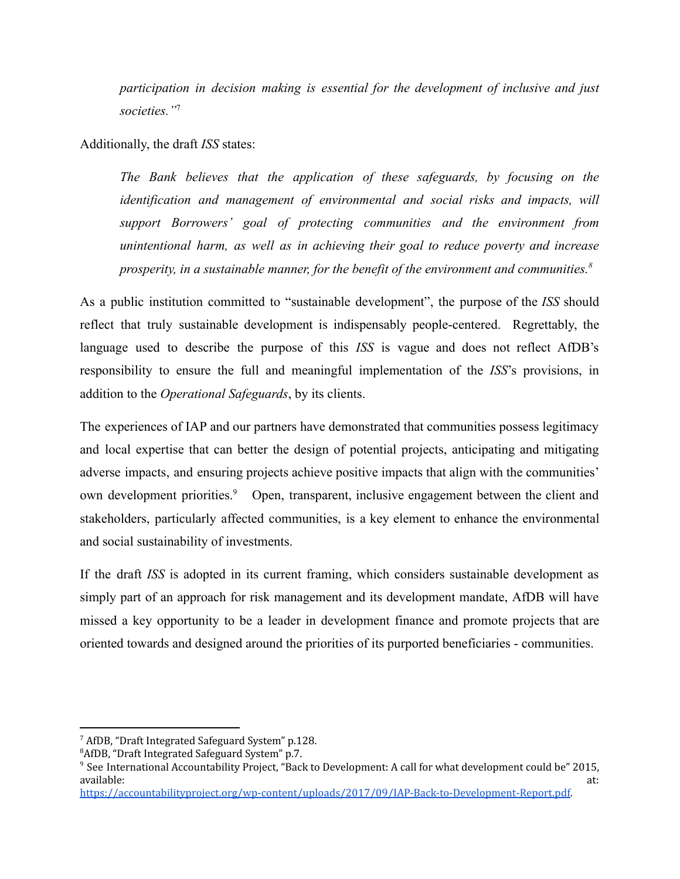> *participation in decision making is essential for the development of inclusive and just societies."*[7]

Additionally, the draft *ISS* states:

> *The Bank believes that the application of these safeguards, by focusing on the identification and management of environmental and social risks and impacts, will support Borrowers' goal of protecting communities and the environment from unintentional harm, as well as in achieving their goal to reduce poverty and increase prosperity, in a sustainable manner, for the benefit of the environment and communities.*[8]

As a public institution committed to "sustainable development", the purpose of the *ISS* should reflect that truly sustainable development is indispensably people-centered. Regrettably, the language used to describe the purpose of this *ISS* is vague and does not reflect AfDB's responsibility to ensure the full and meaningful implementation of the *ISS*'s provisions, in addition to the *Operational Safeguards*, by its clients.

The experiences of IAP and our partners have demonstrated that communities possess legitimacy and local expertise that can better the design of potential projects, anticipating and mitigating adverse impacts, and ensuring projects achieve positive impacts that align with the communities' own development priorities.[9] Open, transparent, inclusive engagement between the client and stakeholders, particularly affected communities, is a key element to enhance the environmental and social sustainability of investments.

If the draft *ISS* is adopted in its current framing, which considers sustainable development as simply part of an approach for risk management and its development mandate, AfDB will have missed a key opportunity to be a leader in development finance and promote projects that are oriented towards and designed around the priorities of its purported beneficiaries - communities.

---

[7] AfDB, "Draft Integrated Safeguard System" p.128.

[8] AfDB, "Draft Integrated Safeguard System" p.7.

[9] See International Accountability Project, "Back to Development: A call for what development could be" 2015, available at: https://accountabilityproject.org/wp-content/uploads/2017/09/IAP-Back-to-Development-Report.pdf.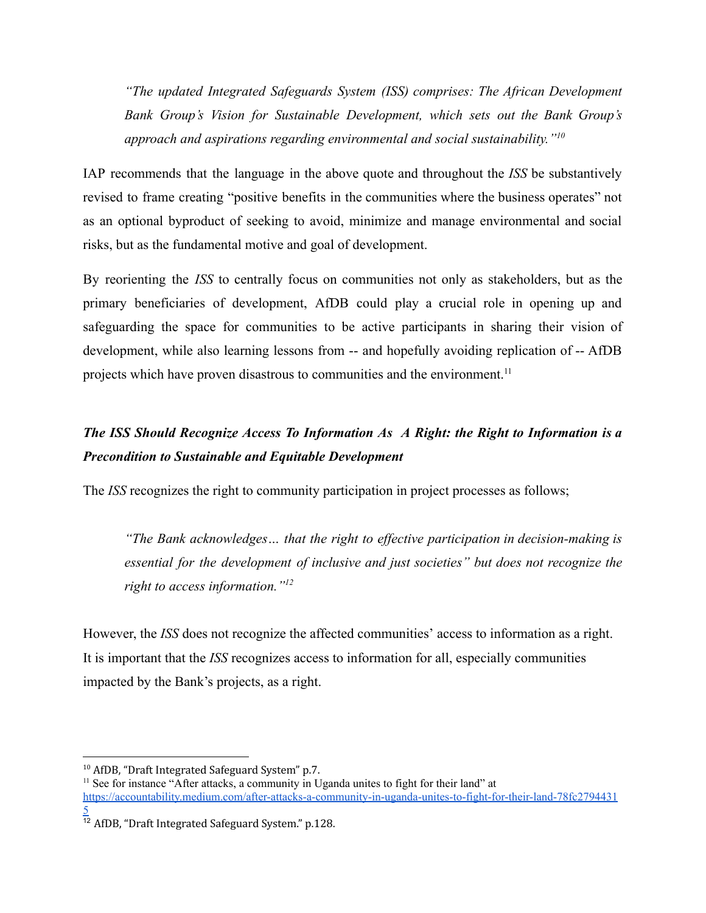> *"The updated Integrated Safeguards System (ISS) comprises: The African Development Bank Group's Vision for Sustainable Development, which sets out the Bank Group's approach and aspirations regarding environmental and social sustainability."*[10]

IAP recommends that the language in the above quote and throughout the *ISS* be substantively revised to frame creating "positive benefits in the communities where the business operates" not as an optional byproduct of seeking to avoid, minimize and manage environmental and social risks, but as the fundamental motive and goal of development.

By reorienting the *ISS* to centrally focus on communities not only as stakeholders, but as the primary beneficiaries of development, AfDB could play a crucial role in opening up and safeguarding the space for communities to be active participants in sharing their vision of development, while also learning lessons from -- and hopefully avoiding replication of -- AfDB projects which have proven disastrous to communities and the environment.[11]

## *The ISS Should Recognize Access To Information As A Right: the Right to Information is a Precondition to Sustainable and Equitable Development*

The *ISS* recognizes the right to community participation in project processes as follows;

> *"The Bank acknowledges… that the right to effective participation in decision-making is essential for the development of inclusive and just societies" but does not recognize the right to access information."*[12]

However, the *ISS* does not recognize the affected communities' access to information as a right. It is important that the *ISS* recognizes access to information for all, especially communities impacted by the Bank's projects, as a right.

---

[10] AfDB, "Draft Integrated Safeguard System" p.7.

[11] See for instance "After attacks, a community in Uganda unites to fight for their land" at https://accountability.medium.com/after-attacks-a-community-in-uganda-unites-to-fight-for-their-land-78fc27944315

[12] AfDB, "Draft Integrated Safeguard System." p.128.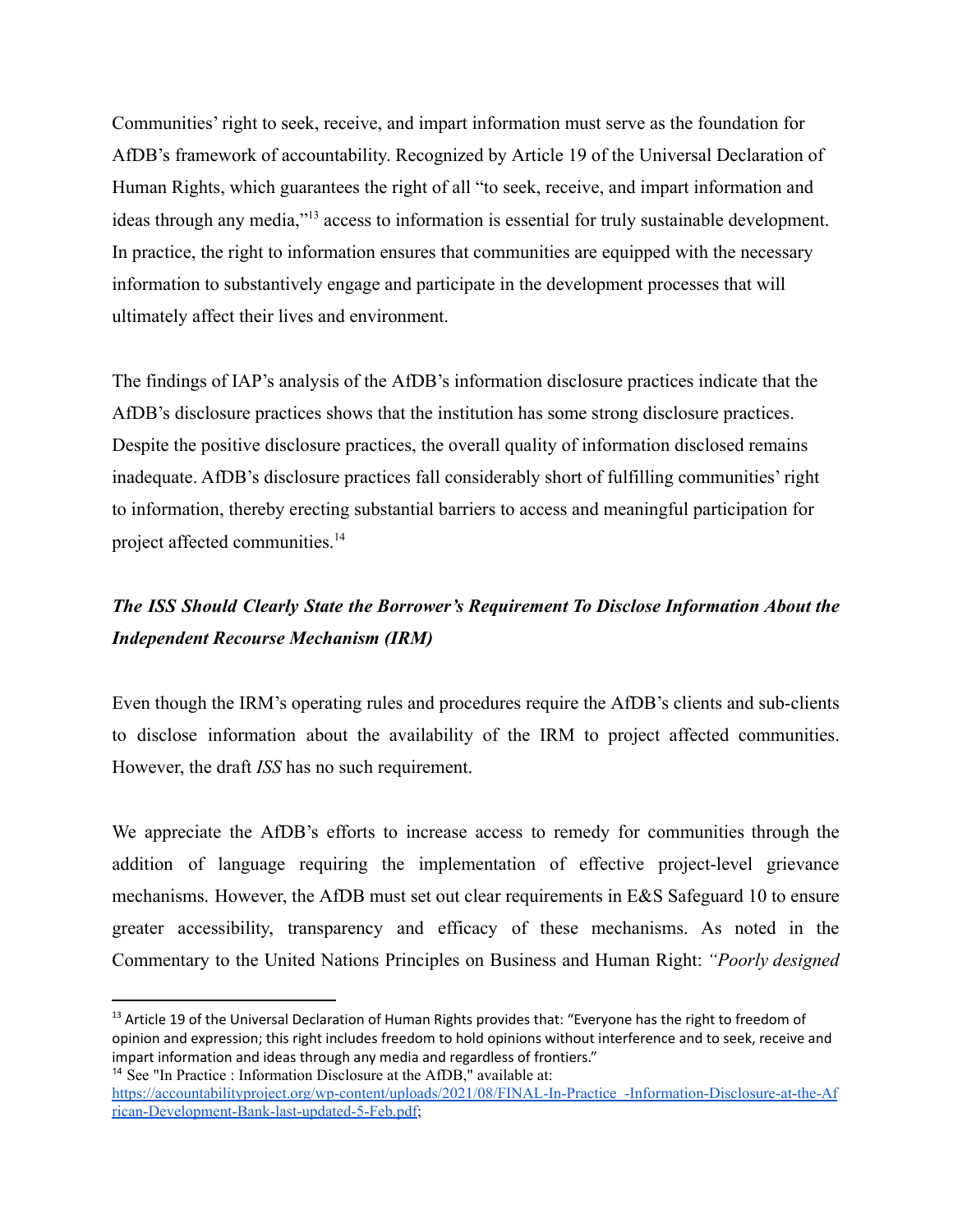Communities' right to seek, receive, and impart information must serve as the foundation for AfDB's framework of accountability. Recognized by Article 19 of the Universal Declaration of Human Rights, which guarantees the right of all "to seek, receive, and impart information and ideas through any media,"[13] access to information is essential for truly sustainable development. In practice, the right to information ensures that communities are equipped with the necessary information to substantively engage and participate in the development processes that will ultimately affect their lives and environment.

The findings of IAP's analysis of the AfDB's information disclosure practices indicate that the AfDB's disclosure practices shows that the institution has some strong disclosure practices. Despite the positive disclosure practices, the overall quality of information disclosed remains inadequate. AfDB's disclosure practices fall considerably short of fulfilling communities' right to information, thereby erecting substantial barriers to access and meaningful participation for project affected communities.[14]

### *The ISS Should Clearly State the Borrower's Requirement To Disclose Information About the Independent Recourse Mechanism (IRM)*

Even though the IRM's operating rules and procedures require the AfDB's clients and sub-clients to disclose information about the availability of the IRM to project affected communities. However, the draft *ISS* has no such requirement.

We appreciate the AfDB's efforts to increase access to remedy for communities through the addition of language requiring the implementation of effective project-level grievance mechanisms. However, the AfDB must set out clear requirements in E&S Safeguard 10 to ensure greater accessibility, transparency and efficacy of these mechanisms. As noted in the Commentary to the United Nations Principles on Business and Human Right: *"Poorly designed*

---

[13] Article 19 of the Universal Declaration of Human Rights provides that: "Everyone has the right to freedom of opinion and expression; this right includes freedom to hold opinions without interference and to seek, receive and impart information and ideas through any media and regardless of frontiers."

[14] See "In Practice : Information Disclosure at the AfDB," available at: https://accountabilityproject.org/wp-content/uploads/2021/08/FINAL-In-Practice_-Information-Disclosure-at-the-African-Development-Bank-last-updated-5-Feb.pdf;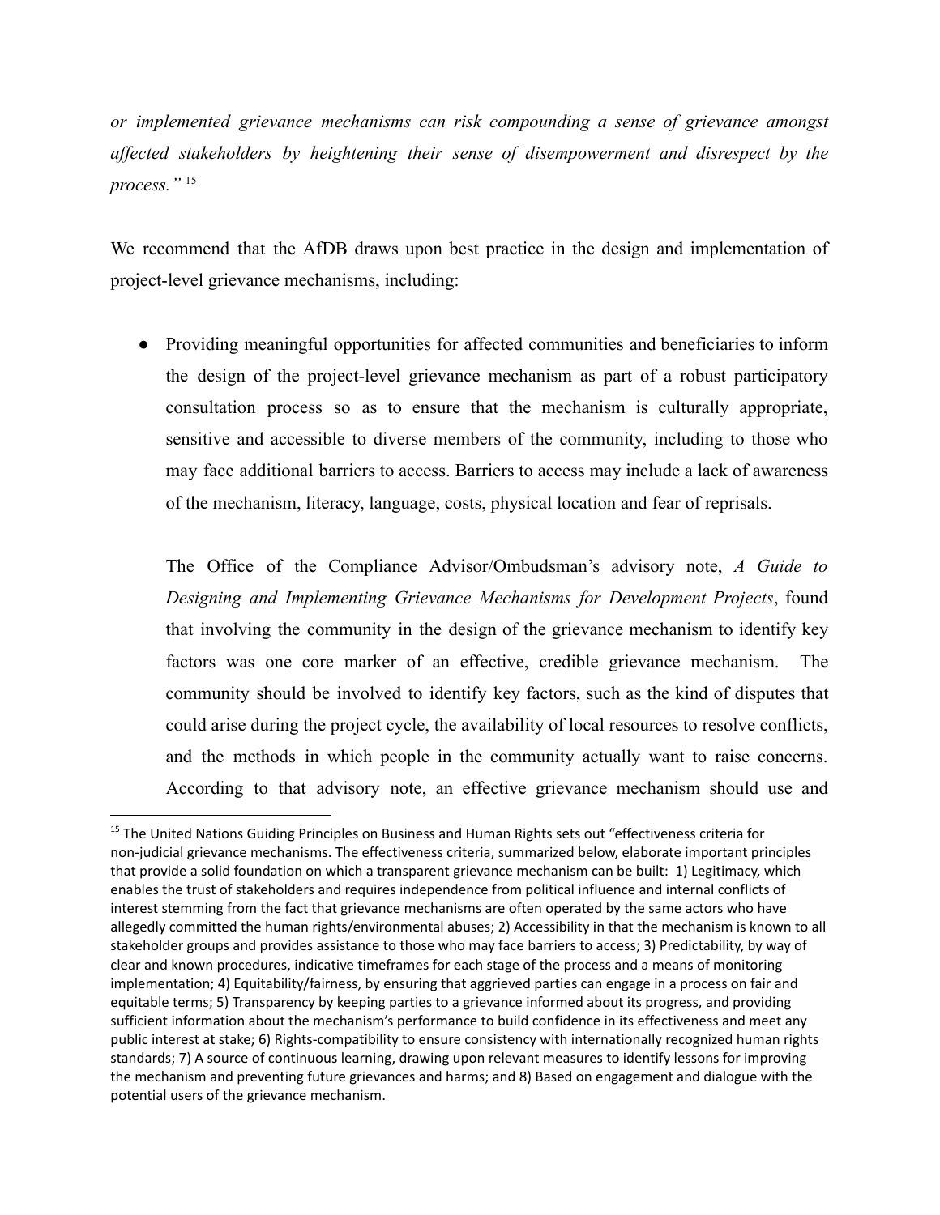*or implemented grievance mechanisms can risk compounding a sense of grievance amongst affected stakeholders by heightening their sense of disempowerment and disrespect by the process."* [15]

We recommend that the AfDB draws upon best practice in the design and implementation of project-level grievance mechanisms, including:

- Providing meaningful opportunities for affected communities and beneficiaries to inform the design of the project-level grievance mechanism as part of a robust participatory consultation process so as to ensure that the mechanism is culturally appropriate, sensitive and accessible to diverse members of the community, including to those who may face additional barriers to access. Barriers to access may include a lack of awareness of the mechanism, literacy, language, costs, physical location and fear of reprisals.

  The Office of the Compliance Advisor/Ombudsman's advisory note, *A Guide to Designing and Implementing Grievance Mechanisms for Development Projects*, found that involving the community in the design of the grievance mechanism to identify key factors was one core marker of an effective, credible grievance mechanism. The community should be involved to identify key factors, such as the kind of disputes that could arise during the project cycle, the availability of local resources to resolve conflicts, and the methods in which people in the community actually want to raise concerns. According to that advisory note, an effective grievance mechanism should use and

[15] The United Nations Guiding Principles on Business and Human Rights sets out "effectiveness criteria for non-judicial grievance mechanisms. The effectiveness criteria, summarized below, elaborate important principles that provide a solid foundation on which a transparent grievance mechanism can be built: 1) Legitimacy, which enables the trust of stakeholders and requires independence from political influence and internal conflicts of interest stemming from the fact that grievance mechanisms are often operated by the same actors who have allegedly committed the human rights/environmental abuses; 2) Accessibility in that the mechanism is known to all stakeholder groups and provides assistance to those who may face barriers to access; 3) Predictability, by way of clear and known procedures, indicative timeframes for each stage of the process and a means of monitoring implementation; 4) Equitability/fairness, by ensuring that aggrieved parties can engage in a process on fair and equitable terms; 5) Transparency by keeping parties to a grievance informed about its progress, and providing sufficient information about the mechanism's performance to build confidence in its effectiveness and meet any public interest at stake; 6) Rights-compatibility to ensure consistency with internationally recognized human rights standards; 7) A source of continuous learning, drawing upon relevant measures to identify lessons for improving the mechanism and preventing future grievances and harms; and 8) Based on engagement and dialogue with the potential users of the grievance mechanism.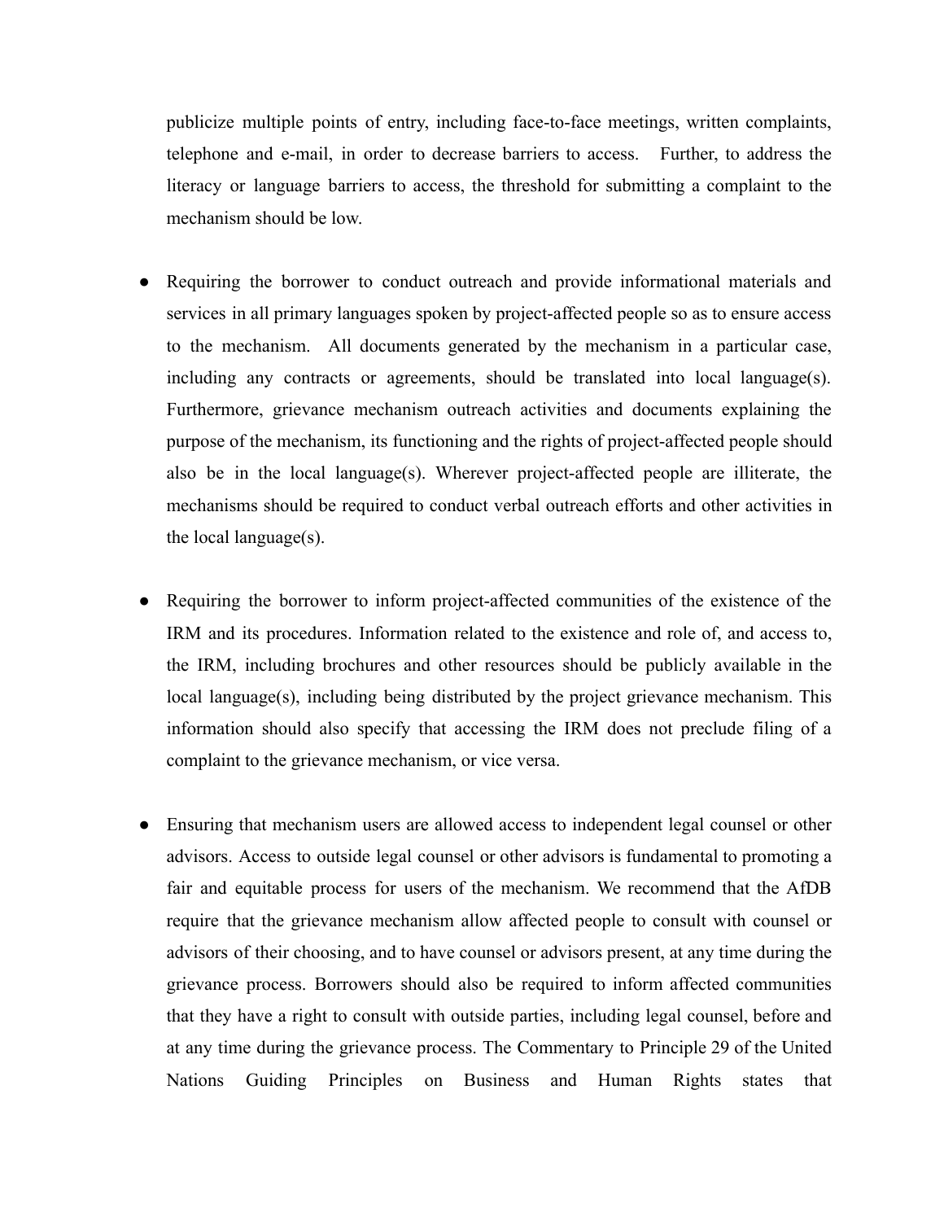publicize multiple points of entry, including face-to-face meetings, written complaints, telephone and e-mail, in order to decrease barriers to access. Further, to address the literacy or language barriers to access, the threshold for submitting a complaint to the mechanism should be low.

- Requiring the borrower to conduct outreach and provide informational materials and services in all primary languages spoken by project-affected people so as to ensure access to the mechanism. All documents generated by the mechanism in a particular case, including any contracts or agreements, should be translated into local language(s). Furthermore, grievance mechanism outreach activities and documents explaining the purpose of the mechanism, its functioning and the rights of project-affected people should also be in the local language(s). Wherever project-affected people are illiterate, the mechanisms should be required to conduct verbal outreach efforts and other activities in the local language(s).

- Requiring the borrower to inform project-affected communities of the existence of the IRM and its procedures. Information related to the existence and role of, and access to, the IRM, including brochures and other resources should be publicly available in the local language(s), including being distributed by the project grievance mechanism. This information should also specify that accessing the IRM does not preclude filing of a complaint to the grievance mechanism, or vice versa.

- Ensuring that mechanism users are allowed access to independent legal counsel or other advisors. Access to outside legal counsel or other advisors is fundamental to promoting a fair and equitable process for users of the mechanism. We recommend that the AfDB require that the grievance mechanism allow affected people to consult with counsel or advisors of their choosing, and to have counsel or advisors present, at any time during the grievance process. Borrowers should also be required to inform affected communities that they have a right to consult with outside parties, including legal counsel, before and at any time during the grievance process. The Commentary to Principle 29 of the United Nations Guiding Principles on Business and Human Rights states that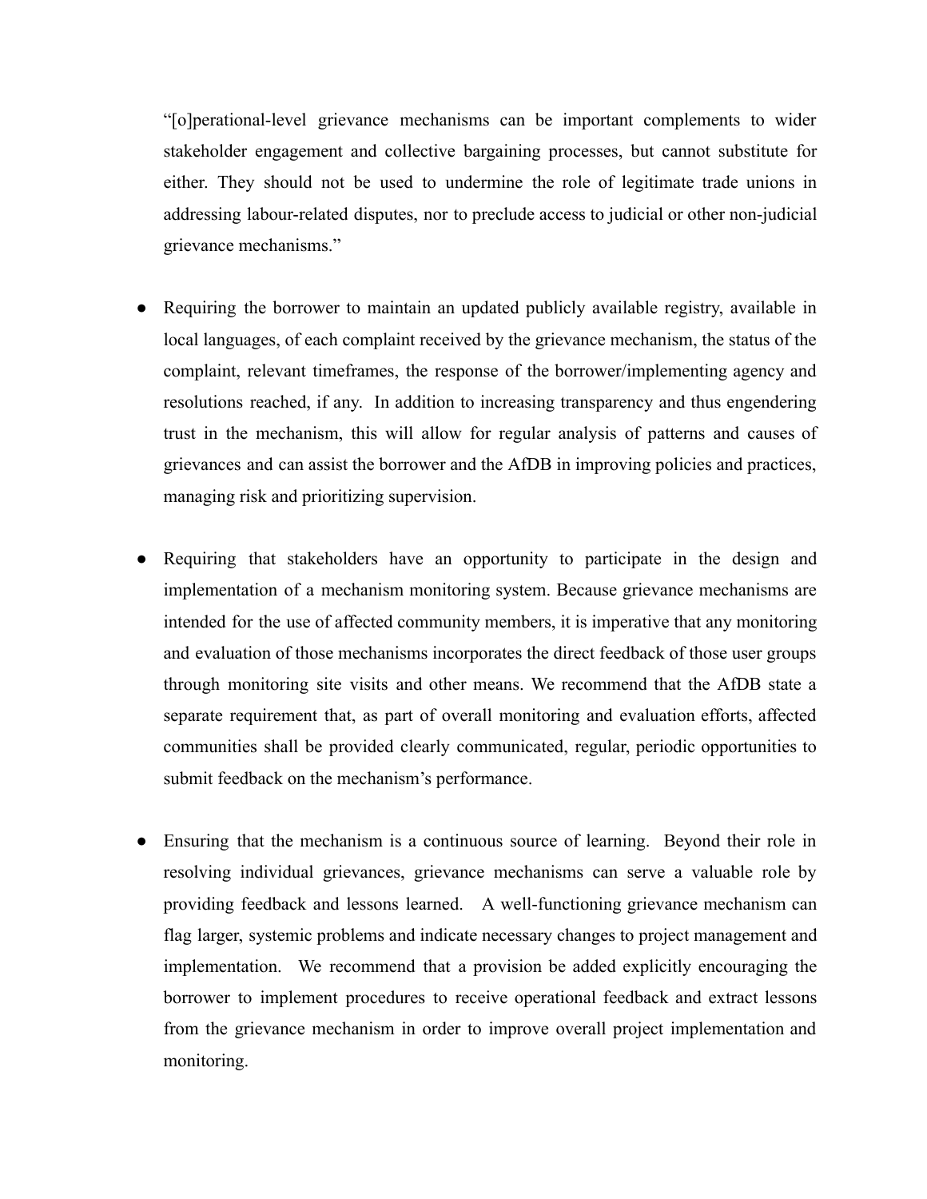“[o]perational-level grievance mechanisms can be important complements to wider stakeholder engagement and collective bargaining processes, but cannot substitute for either. They should not be used to undermine the role of legitimate trade unions in addressing labour-related disputes, nor to preclude access to judicial or other non-judicial grievance mechanisms.”

- Requiring the borrower to maintain an updated publicly available registry, available in local languages, of each complaint received by the grievance mechanism, the status of the complaint, relevant timeframes, the response of the borrower/implementing agency and resolutions reached, if any. In addition to increasing transparency and thus engendering trust in the mechanism, this will allow for regular analysis of patterns and causes of grievances and can assist the borrower and the AfDB in improving policies and practices, managing risk and prioritizing supervision.

- Requiring that stakeholders have an opportunity to participate in the design and implementation of a mechanism monitoring system. Because grievance mechanisms are intended for the use of affected community members, it is imperative that any monitoring and evaluation of those mechanisms incorporates the direct feedback of those user groups through monitoring site visits and other means. We recommend that the AfDB state a separate requirement that, as part of overall monitoring and evaluation efforts, affected communities shall be provided clearly communicated, regular, periodic opportunities to submit feedback on the mechanism’s performance.

- Ensuring that the mechanism is a continuous source of learning. Beyond their role in resolving individual grievances, grievance mechanisms can serve a valuable role by providing feedback and lessons learned. A well-functioning grievance mechanism can flag larger, systemic problems and indicate necessary changes to project management and implementation. We recommend that a provision be added explicitly encouraging the borrower to implement procedures to receive operational feedback and extract lessons from the grievance mechanism in order to improve overall project implementation and monitoring.